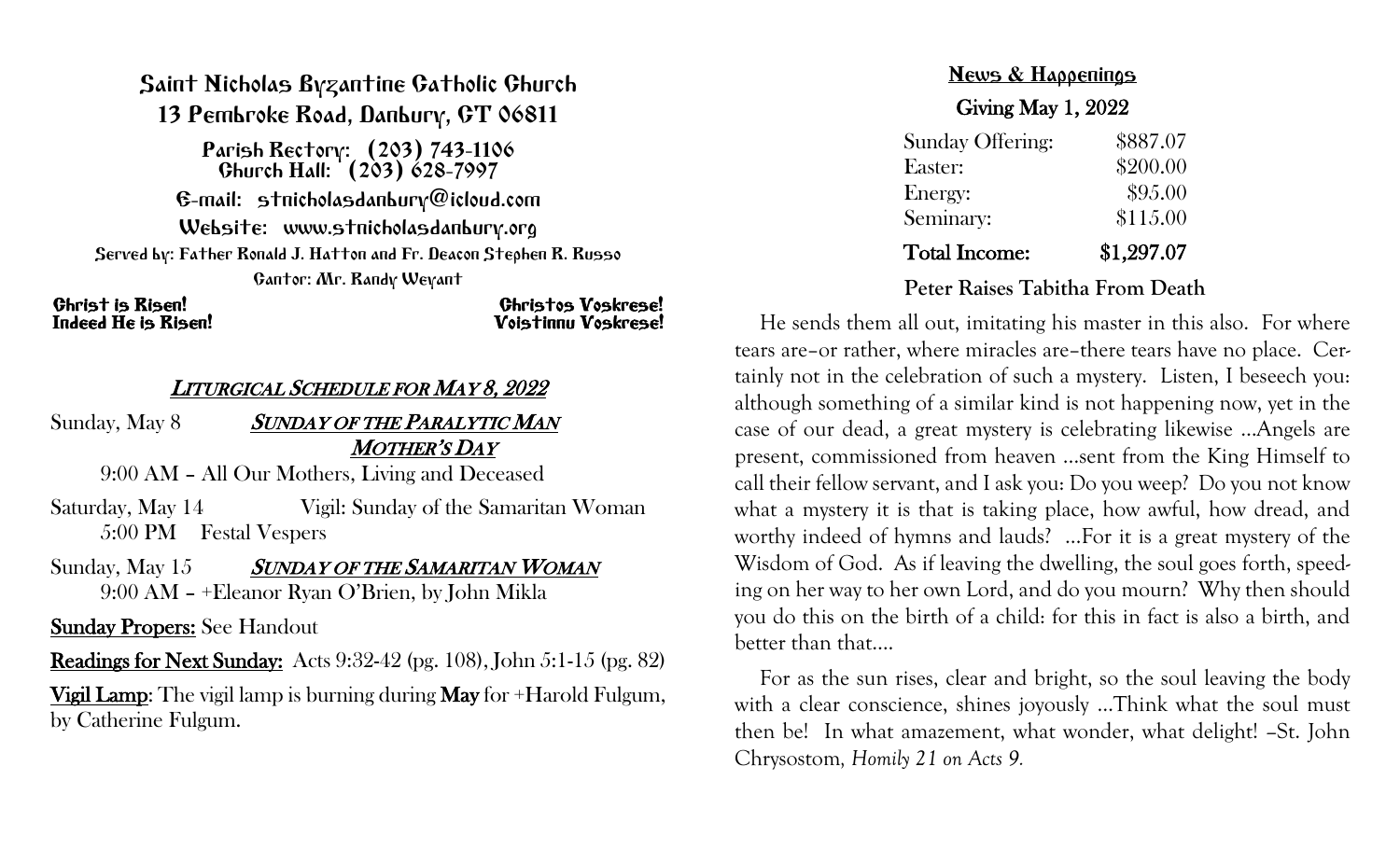# Saint Nicholas Byzantine Catholic Church

## 13 Pembroke Road, Danbury, CT 06811

Parish Rectory: (203) 743-1106
Church Hall: (203) 628-7997

E-mail: stnicholasdanbury@icloud.com

Website: www.stnicholasdanbury.org

Served by: Father Ronald J. Hatton and Fr. Deacon Stephen R. Russo

Cantor: Mr. Randy Weyant

**Christ is Risen!** **Christos Voskrese!**
**Indeed He is Risen!** **Voistinnu Voskrese!**

## *LITURGICAL SCHEDULE FOR MAY 8, 2022*

Sunday, May 8 — ***SUNDAY OF THE PARALYTIC MAN***
***MOTHER'S DAY***

9:00 AM – All Our Mothers, Living and Deceased

Saturday, May 14 — Vigil: Sunday of the Samaritan Woman
5:00 PM Festal Vespers

Sunday, May 15 — ***SUNDAY OF THE SAMARITAN WOMAN***
9:00 AM – +Eleanor Ryan O'Brien, by John Mikla

**Sunday Propers:** See Handout

**Readings for Next Sunday:** Acts 9:32-42 (pg. 108), John 5:1-15 (pg. 82)

**Vigil Lamp**: The vigil lamp is burning during **May** for +Harold Fulgum, by Catherine Fulgum.

## News & Happenings

### Giving May 1, 2022

| | |
|---|---|
| Sunday Offering: | $887.07 |
| Easter: | $200.00 |
| Energy: | $95.00 |
| Seminary: | $115.00 |
| **Total Income:** | **$1,297.07** |

### Peter Raises Tabitha From Death

He sends them all out, imitating his master in this also. For where tears are–or rather, where miracles are–there tears have no place. Certainly not in the celebration of such a mystery. Listen, I beseech you: although something of a similar kind is not happening now, yet in the case of our dead, a great mystery is celebrating likewise …Angels are present, commissioned from heaven …sent from the King Himself to call their fellow servant, and I ask you: Do you weep? Do you not know what a mystery it is that is taking place, how awful, how dread, and worthy indeed of hymns and lauds? …For it is a great mystery of the Wisdom of God. As if leaving the dwelling, the soul goes forth, speeding on her way to her own Lord, and do you mourn? Why then should you do this on the birth of a child: for this in fact is also a birth, and better than that….

For as the sun rises, clear and bright, so the soul leaving the body with a clear conscience, shines joyously …Think what the soul must then be! In what amazement, what wonder, what delight! –St. John Chrysostom, *Homily 21 on Acts 9.*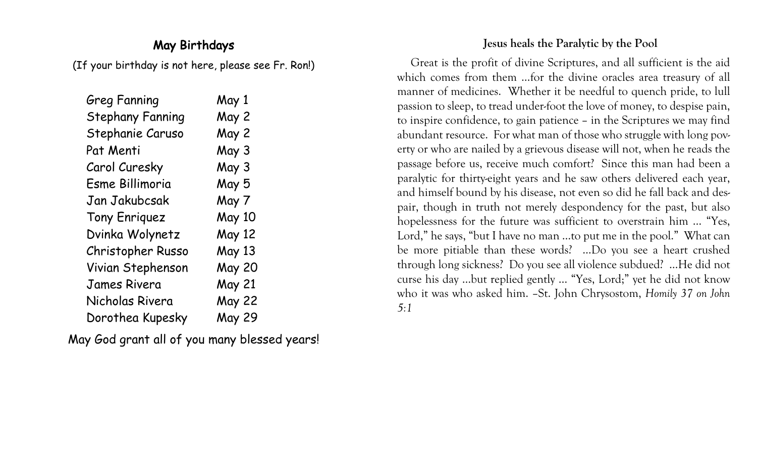## May Birthdays

(If your birthday is not here, please see Fr. Ron!)

| | |
|---|---|
| Greg Fanning | May 1 |
| Stephany Fanning | May 2 |
| Stephanie Caruso | May 2 |
| Pat Menti | May 3 |
| Carol Curesky | May 3 |
| Esme Billimoria | May 5 |
| Jan Jakubcsak | May 7 |
| Tony Enriquez | May 10 |
| Dvinka Wolynetz | May 12 |
| Christopher Russo | May 13 |
| Vivian Stephenson | May 20 |
| James Rivera | May 21 |
| Nicholas Rivera | May 22 |
| Dorothea Kupesky | May 29 |

May God grant all of you many blessed years!

## Jesus heals the Paralytic by the Pool

Great is the profit of divine Scriptures, and all sufficient is the aid which comes from them …for the divine oracles area treasury of all manner of medicines. Whether it be needful to quench pride, to lull passion to sleep, to tread under-foot the love of money, to despise pain, to inspire confidence, to gain patience – in the Scriptures we may find abundant resource. For what man of those who struggle with long poverty or who are nailed by a grievous disease will not, when he reads the passage before us, receive much comfort? Since this man had been a paralytic for thirty-eight years and he saw others delivered each year, and himself bound by his disease, not even so did he fall back and despair, though in truth not merely despondency for the past, but also hopelessness for the future was sufficient to overstrain him … "Yes, Lord," he says, "but I have no man …to put me in the pool." What can be more pitiable than these words? …Do you see a heart crushed through long sickness? Do you see all violence subdued? …He did not curse his day …but replied gently … "Yes, Lord;" yet he did not know who it was who asked him. –St. John Chrysostom, *Homily 37 on John 5:1*